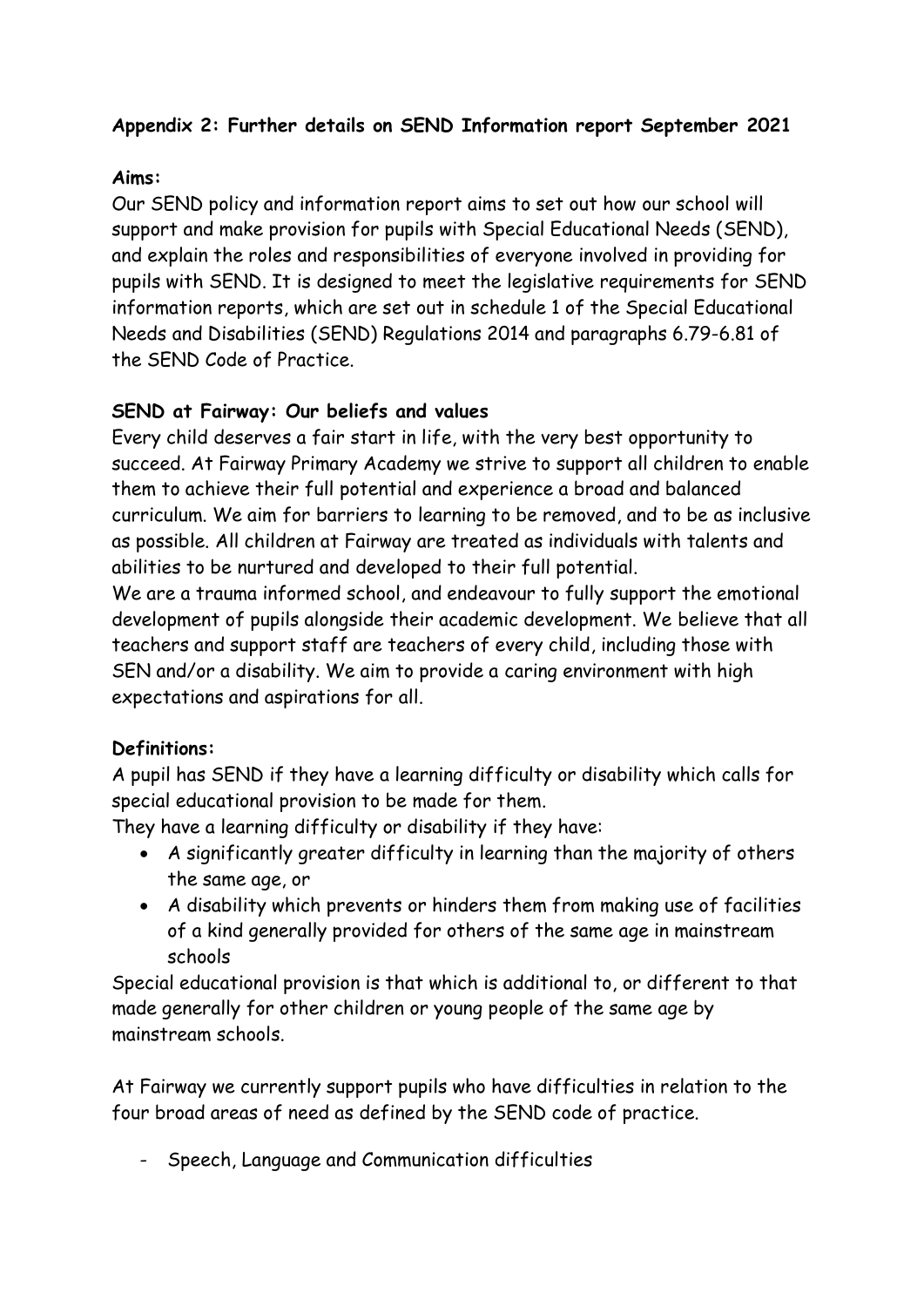**Appendix 2: Further details on SEND Information report September 2021**

**Aims:**

Our SEND policy and information report aims to set out how our school will support and make provision for pupils with Special Educational Needs (SEND), and explain the roles and responsibilities of everyone involved in providing for pupils with SEND. It is designed to meet the legislative requirements for SEND information reports, which are set out in schedule 1 of the Special Educational Needs and Disabilities (SEND) Regulations 2014 and paragraphs 6.79-6.81 of the SEND Code of Practice.

**SEND at Fairway: Our beliefs and values**

Every child deserves a fair start in life, with the very best opportunity to succeed. At Fairway Primary Academy we strive to support all children to enable them to achieve their full potential and experience a broad and balanced curriculum. We aim for barriers to learning to be removed, and to be as inclusive as possible. All children at Fairway are treated as individuals with talents and abilities to be nurtured and developed to their full potential.

We are a trauma informed school, and endeavour to fully support the emotional development of pupils alongside their academic development. We believe that all teachers and support staff are teachers of every child, including those with SEN and/or a disability. We aim to provide a caring environment with high expectations and aspirations for all.

**Definitions:**

A pupil has SEND if they have a learning difficulty or disability which calls for special educational provision to be made for them.

They have a learning difficulty or disability if they have:

- A significantly greater difficulty in learning than the majority of others the same age, or
- A disability which prevents or hinders them from making use of facilities of a kind generally provided for others of the same age in mainstream schools

Special educational provision is that which is additional to, or different to that made generally for other children or young people of the same age by mainstream schools.

At Fairway we currently support pupils who have difficulties in relation to the four broad areas of need as defined by the SEND code of practice.

- Speech, Language and Communication difficulties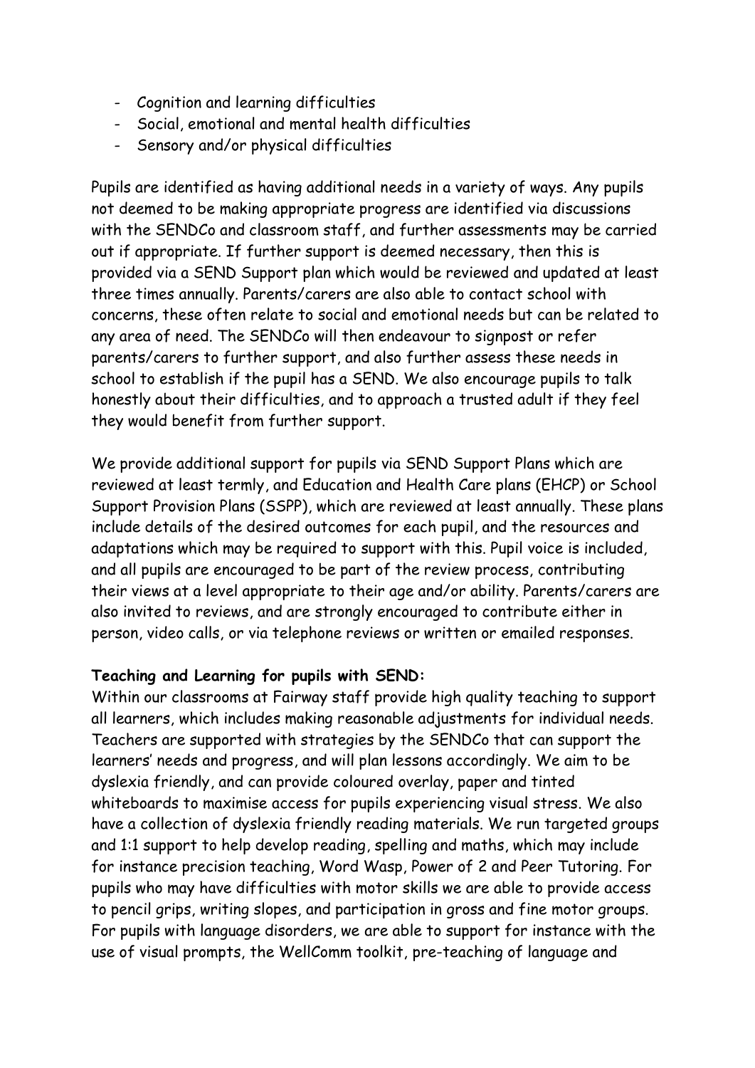- Cognition and learning difficulties
- Social, emotional and mental health difficulties
- Sensory and/or physical difficulties

Pupils are identified as having additional needs in a variety of ways. Any pupils not deemed to be making appropriate progress are identified via discussions with the SENDCo and classroom staff, and further assessments may be carried out if appropriate. If further support is deemed necessary, then this is provided via a SEND Support plan which would be reviewed and updated at least three times annually. Parents/carers are also able to contact school with concerns, these often relate to social and emotional needs but can be related to any area of need. The SENDCo will then endeavour to signpost or refer parents/carers to further support, and also further assess these needs in school to establish if the pupil has a SEND. We also encourage pupils to talk honestly about their difficulties, and to approach a trusted adult if they feel they would benefit from further support.

We provide additional support for pupils via SEND Support Plans which are reviewed at least termly, and Education and Health Care plans (EHCP) or School Support Provision Plans (SSPP), which are reviewed at least annually. These plans include details of the desired outcomes for each pupil, and the resources and adaptations which may be required to support with this. Pupil voice is included, and all pupils are encouraged to be part of the review process, contributing their views at a level appropriate to their age and/or ability. Parents/carers are also invited to reviews, and are strongly encouraged to contribute either in person, video calls, or via telephone reviews or written or emailed responses.

**Teaching and Learning for pupils with SEND:**

Within our classrooms at Fairway staff provide high quality teaching to support all learners, which includes making reasonable adjustments for individual needs. Teachers are supported with strategies by the SENDCo that can support the learners' needs and progress, and will plan lessons accordingly. We aim to be dyslexia friendly, and can provide coloured overlay, paper and tinted whiteboards to maximise access for pupils experiencing visual stress. We also have a collection of dyslexia friendly reading materials. We run targeted groups and 1:1 support to help develop reading, spelling and maths, which may include for instance precision teaching, Word Wasp, Power of 2 and Peer Tutoring. For pupils who may have difficulties with motor skills we are able to provide access to pencil grips, writing slopes, and participation in gross and fine motor groups. For pupils with language disorders, we are able to support for instance with the use of visual prompts, the WellComm toolkit, pre-teaching of language and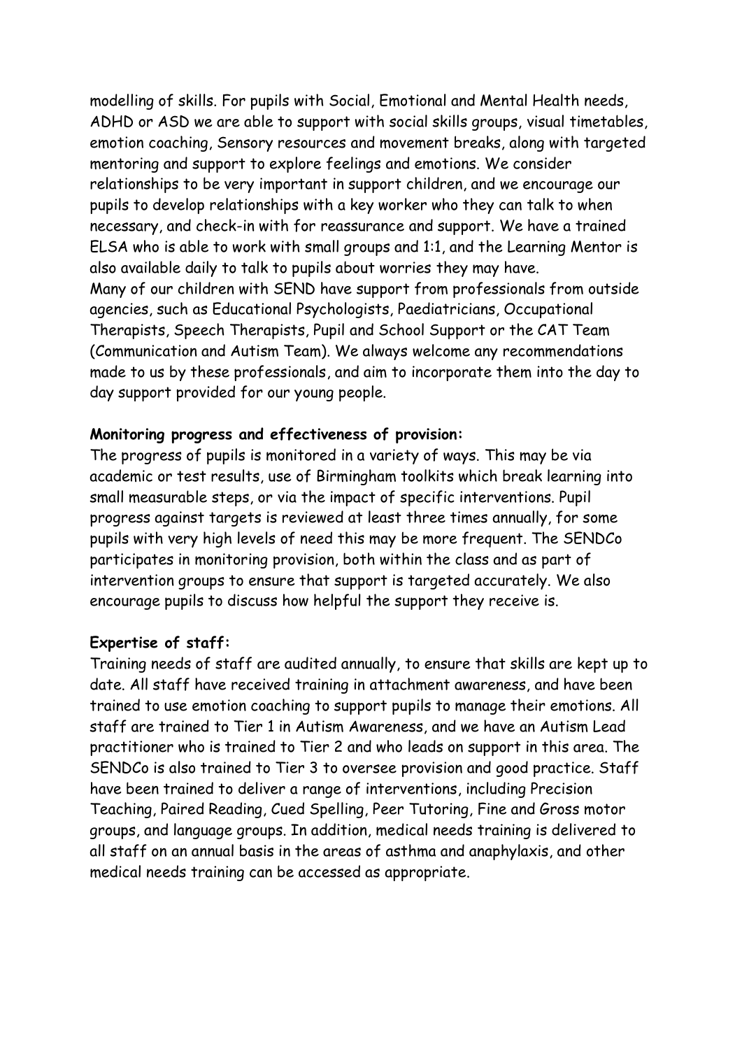modelling of skills. For pupils with Social, Emotional and Mental Health needs, ADHD or ASD we are able to support with social skills groups, visual timetables, emotion coaching, Sensory resources and movement breaks, along with targeted mentoring and support to explore feelings and emotions. We consider relationships to be very important in support children, and we encourage our pupils to develop relationships with a key worker who they can talk to when necessary, and check-in with for reassurance and support. We have a trained ELSA who is able to work with small groups and 1:1, and the Learning Mentor is also available daily to talk to pupils about worries they may have.

Many of our children with SEND have support from professionals from outside agencies, such as Educational Psychologists, Paediatricians, Occupational Therapists, Speech Therapists, Pupil and School Support or the CAT Team (Communication and Autism Team). We always welcome any recommendations made to us by these professionals, and aim to incorporate them into the day to day support provided for our young people.

**Monitoring progress and effectiveness of provision:**

The progress of pupils is monitored in a variety of ways. This may be via academic or test results, use of Birmingham toolkits which break learning into small measurable steps, or via the impact of specific interventions. Pupil progress against targets is reviewed at least three times annually, for some pupils with very high levels of need this may be more frequent. The SENDCo participates in monitoring provision, both within the class and as part of intervention groups to ensure that support is targeted accurately. We also encourage pupils to discuss how helpful the support they receive is.

**Expertise of staff:**

Training needs of staff are audited annually, to ensure that skills are kept up to date. All staff have received training in attachment awareness, and have been trained to use emotion coaching to support pupils to manage their emotions. All staff are trained to Tier 1 in Autism Awareness, and we have an Autism Lead practitioner who is trained to Tier 2 and who leads on support in this area. The SENDCo is also trained to Tier 3 to oversee provision and good practice. Staff have been trained to deliver a range of interventions, including Precision Teaching, Paired Reading, Cued Spelling, Peer Tutoring, Fine and Gross motor groups, and language groups. In addition, medical needs training is delivered to all staff on an annual basis in the areas of asthma and anaphylaxis, and other medical needs training can be accessed as appropriate.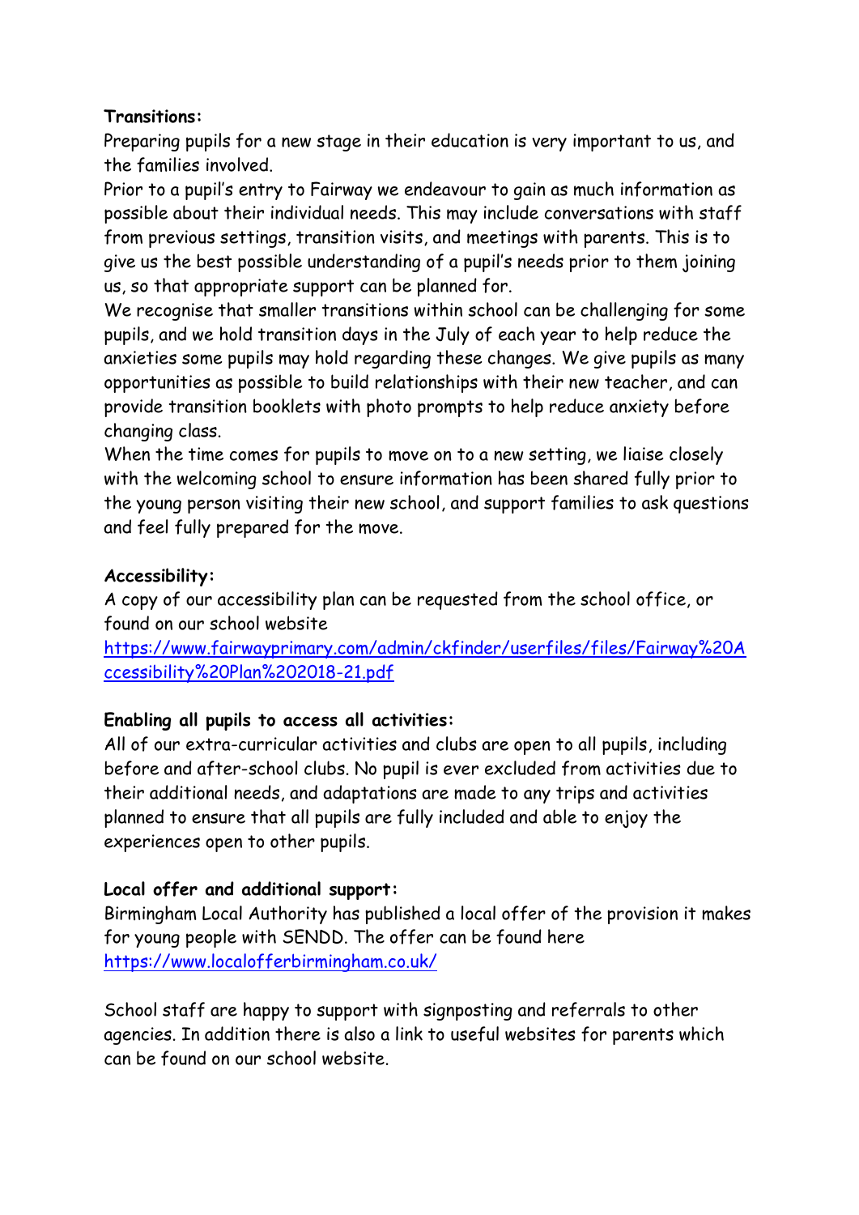**Transitions:**

Preparing pupils for a new stage in their education is very important to us, and the families involved.

Prior to a pupil's entry to Fairway we endeavour to gain as much information as possible about their individual needs. This may include conversations with staff from previous settings, transition visits, and meetings with parents. This is to give us the best possible understanding of a pupil's needs prior to them joining us, so that appropriate support can be planned for.

We recognise that smaller transitions within school can be challenging for some pupils, and we hold transition days in the July of each year to help reduce the anxieties some pupils may hold regarding these changes. We give pupils as many opportunities as possible to build relationships with their new teacher, and can provide transition booklets with photo prompts to help reduce anxiety before changing class.

When the time comes for pupils to move on to a new setting, we liaise closely with the welcoming school to ensure information has been shared fully prior to the young person visiting their new school, and support families to ask questions and feel fully prepared for the move.

**Accessibility:**

A copy of our accessibility plan can be requested from the school office, or found on our school website [https://www.fairwayprimary.com/admin/ckfinder/userfiles/files/Fairway%20Accessibility%20Plan%202018-21.pdf](https://www.fairwayprimary.com/admin/ckfinder/userfiles/files/Fairway%20Accessibility%20Plan%202018-21.pdf)

**Enabling all pupils to access all activities:**

All of our extra-curricular activities and clubs are open to all pupils, including before and after-school clubs. No pupil is ever excluded from activities due to their additional needs, and adaptations are made to any trips and activities planned to ensure that all pupils are fully included and able to enjoy the experiences open to other pupils.

**Local offer and additional support:**

Birmingham Local Authority has published a local offer of the provision it makes for young people with SENDD. The offer can be found here [https://www.localofferbirmingham.co.uk/](https://www.localofferbirmingham.co.uk/)

School staff are happy to support with signposting and referrals to other agencies. In addition there is also a link to useful websites for parents which can be found on our school website.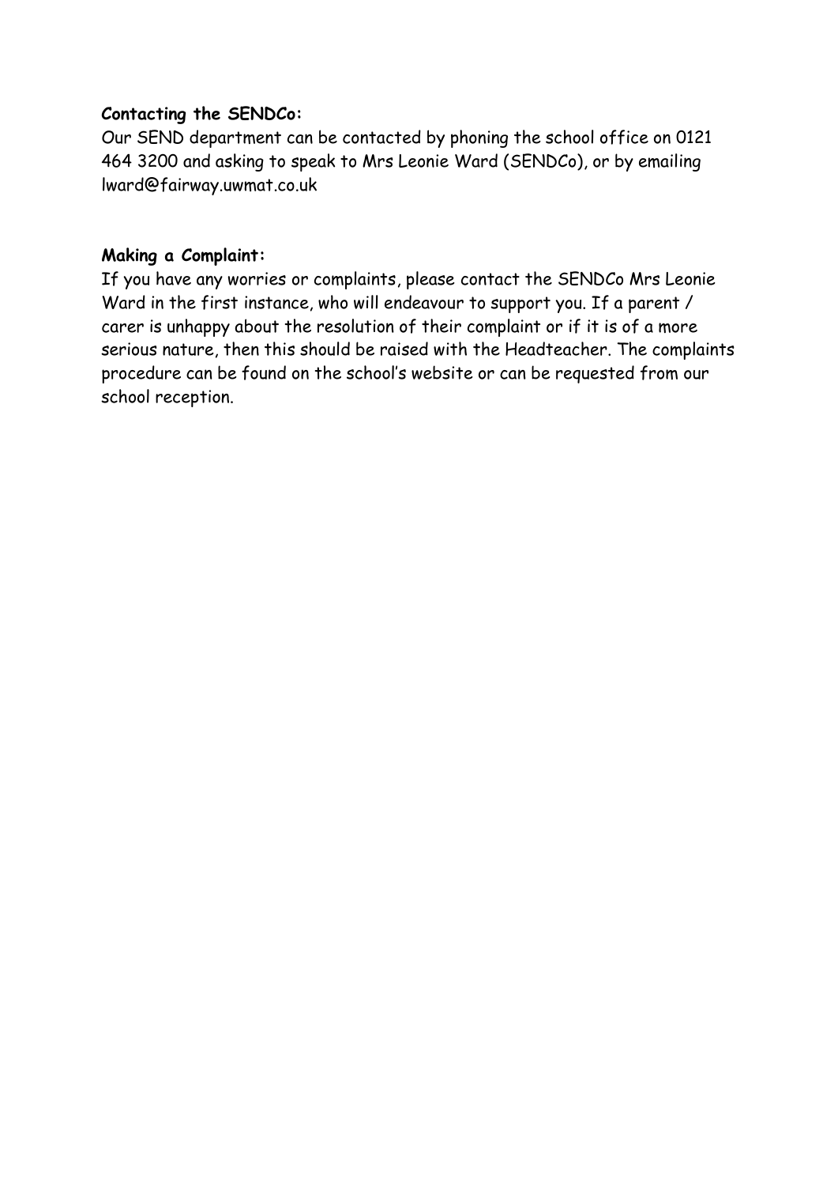**Contacting the SENDCo:**

Our SEND department can be contacted by phoning the school office on 0121 464 3200 and asking to speak to Mrs Leonie Ward (SENDCo), or by emailing lward@fairway.uwmat.co.uk

**Making a Complaint:**

If you have any worries or complaints, please contact the SENDCo Mrs Leonie Ward in the first instance, who will endeavour to support you. If a parent / carer is unhappy about the resolution of their complaint or if it is of a more serious nature, then this should be raised with the Headteacher. The complaints procedure can be found on the school's website or can be requested from our school reception.